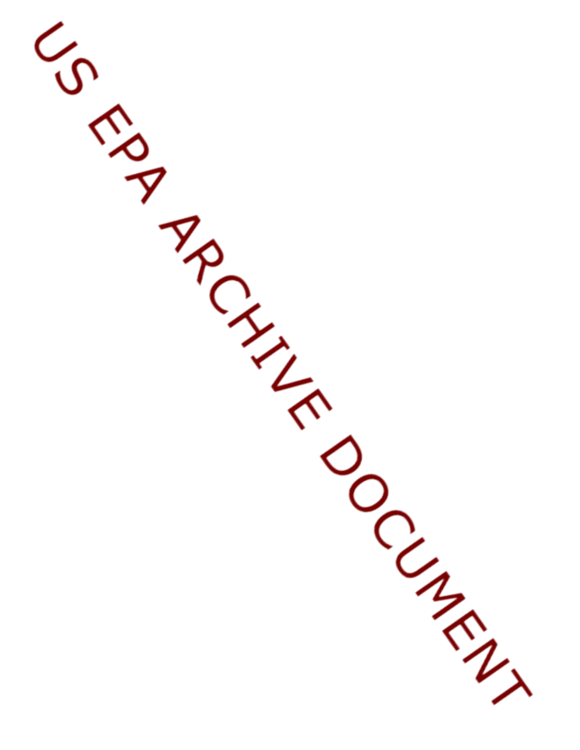US EPA ARCHIVE DOCUMENT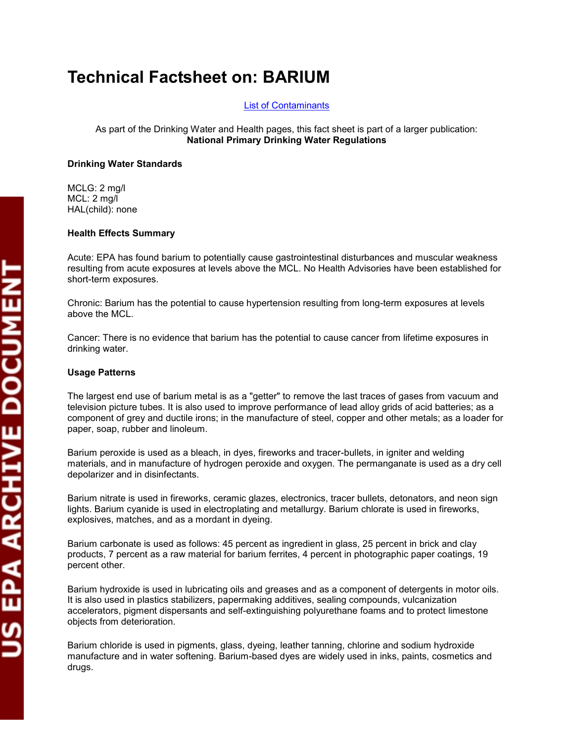# Technical Factsheet on: BARIUM

List of Contaminants

As part of the Drinking Water and Health pages, this fact sheet is part of a larger publication:
**National Primary Drinking Water Regulations**

**Drinking Water Standards**

MCLG: 2 mg/l
MCL: 2 mg/l
HAL(child): none

**Health Effects Summary**

Acute: EPA has found barium to potentially cause gastrointestinal disturbances and muscular weakness resulting from acute exposures at levels above the MCL. No Health Advisories have been established for short-term exposures.

Chronic: Barium has the potential to cause hypertension resulting from long-term exposures at levels above the MCL.

Cancer: There is no evidence that barium has the potential to cause cancer from lifetime exposures in drinking water.

**Usage Patterns**

The largest end use of barium metal is as a "getter" to remove the last traces of gases from vacuum and television picture tubes. It is also used to improve performance of lead alloy grids of acid batteries; as a component of grey and ductile irons; in the manufacture of steel, copper and other metals; as a loader for paper, soap, rubber and linoleum.

Barium peroxide is used as a bleach, in dyes, fireworks and tracer-bullets, in igniter and welding materials, and in manufacture of hydrogen peroxide and oxygen. The permanganate is used as a dry cell depolarizer and in disinfectants.

Barium nitrate is used in fireworks, ceramic glazes, electronics, tracer bullets, detonators, and neon sign lights. Barium cyanide is used in electroplating and metallurgy. Barium chlorate is used in fireworks, explosives, matches, and as a mordant in dyeing.

Barium carbonate is used as follows: 45 percent as ingredient in glass, 25 percent in brick and clay products, 7 percent as a raw material for barium ferrites, 4 percent in photographic paper coatings, 19 percent other.

Barium hydroxide is used in lubricating oils and greases and as a component of detergents in motor oils. It is also used in plastics stabilizers, papermaking additives, sealing compounds, vulcanization accelerators, pigment dispersants and self-extinguishing polyurethane foams and to protect limestone objects from deterioration.

Barium chloride is used in pigments, glass, dyeing, leather tanning, chlorine and sodium hydroxide manufacture and in water softening. Barium-based dyes are widely used in inks, paints, cosmetics and drugs.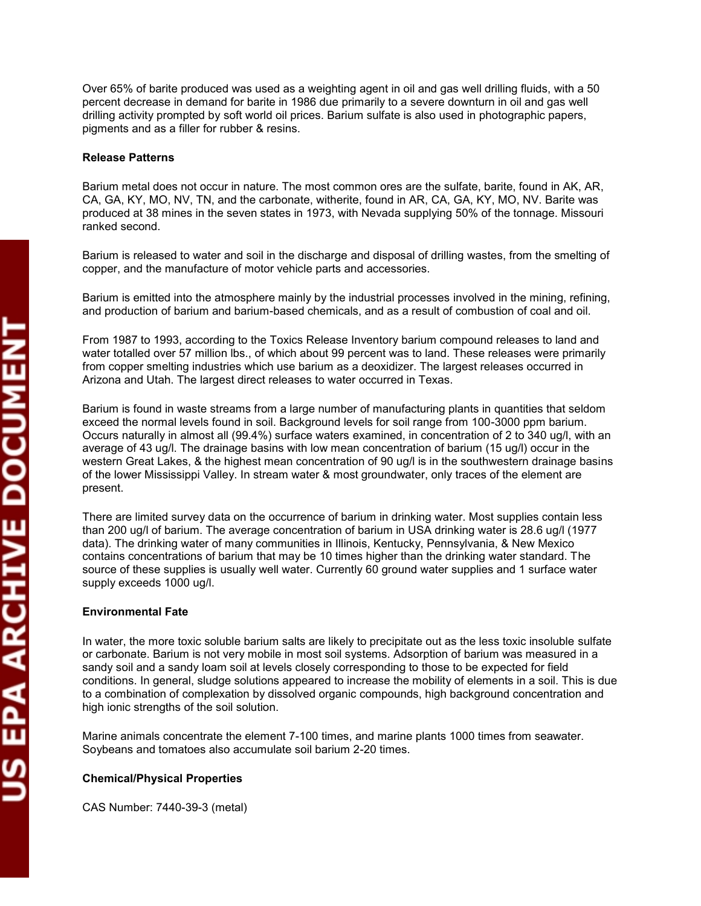Over 65% of barite produced was used as a weighting agent in oil and gas well drilling fluids, with a 50 percent decrease in demand for barite in 1986 due primarily to a severe downturn in oil and gas well drilling activity prompted by soft world oil prices. Barium sulfate is also used in photographic papers, pigments and as a filler for rubber & resins.

**Release Patterns**

Barium metal does not occur in nature. The most common ores are the sulfate, barite, found in AK, AR, CA, GA, KY, MO, NV, TN, and the carbonate, witherite, found in AR, CA, GA, KY, MO, NV. Barite was produced at 38 mines in the seven states in 1973, with Nevada supplying 50% of the tonnage. Missouri ranked second.

Barium is released to water and soil in the discharge and disposal of drilling wastes, from the smelting of copper, and the manufacture of motor vehicle parts and accessories.

Barium is emitted into the atmosphere mainly by the industrial processes involved in the mining, refining, and production of barium and barium-based chemicals, and as a result of combustion of coal and oil.

From 1987 to 1993, according to the Toxics Release Inventory barium compound releases to land and water totalled over 57 million lbs., of which about 99 percent was to land. These releases were primarily from copper smelting industries which use barium as a deoxidizer. The largest releases occurred in Arizona and Utah. The largest direct releases to water occurred in Texas.

Barium is found in waste streams from a large number of manufacturing plants in quantities that seldom exceed the normal levels found in soil. Background levels for soil range from 100-3000 ppm barium. Occurs naturally in almost all (99.4%) surface waters examined, in concentration of 2 to 340 ug/l, with an average of 43 ug/l. The drainage basins with low mean concentration of barium (15 ug/l) occur in the western Great Lakes, & the highest mean concentration of 90 ug/l is in the southwestern drainage basins of the lower Mississippi Valley. In stream water & most groundwater, only traces of the element are present.

There are limited survey data on the occurrence of barium in drinking water. Most supplies contain less than 200 ug/l of barium. The average concentration of barium in USA drinking water is 28.6 ug/l (1977 data). The drinking water of many communities in Illinois, Kentucky, Pennsylvania, & New Mexico contains concentrations of barium that may be 10 times higher than the drinking water standard. The source of these supplies is usually well water. Currently 60 ground water supplies and 1 surface water supply exceeds 1000 ug/l.

**Environmental Fate**

In water, the more toxic soluble barium salts are likely to precipitate out as the less toxic insoluble sulfate or carbonate. Barium is not very mobile in most soil systems. Adsorption of barium was measured in a sandy soil and a sandy loam soil at levels closely corresponding to those to be expected for field conditions. In general, sludge solutions appeared to increase the mobility of elements in a soil. This is due to a combination of complexation by dissolved organic compounds, high background concentration and high ionic strengths of the soil solution.

Marine animals concentrate the element 7-100 times, and marine plants 1000 times from seawater. Soybeans and tomatoes also accumulate soil barium 2-20 times.

**Chemical/Physical Properties**

CAS Number: 7440-39-3 (metal)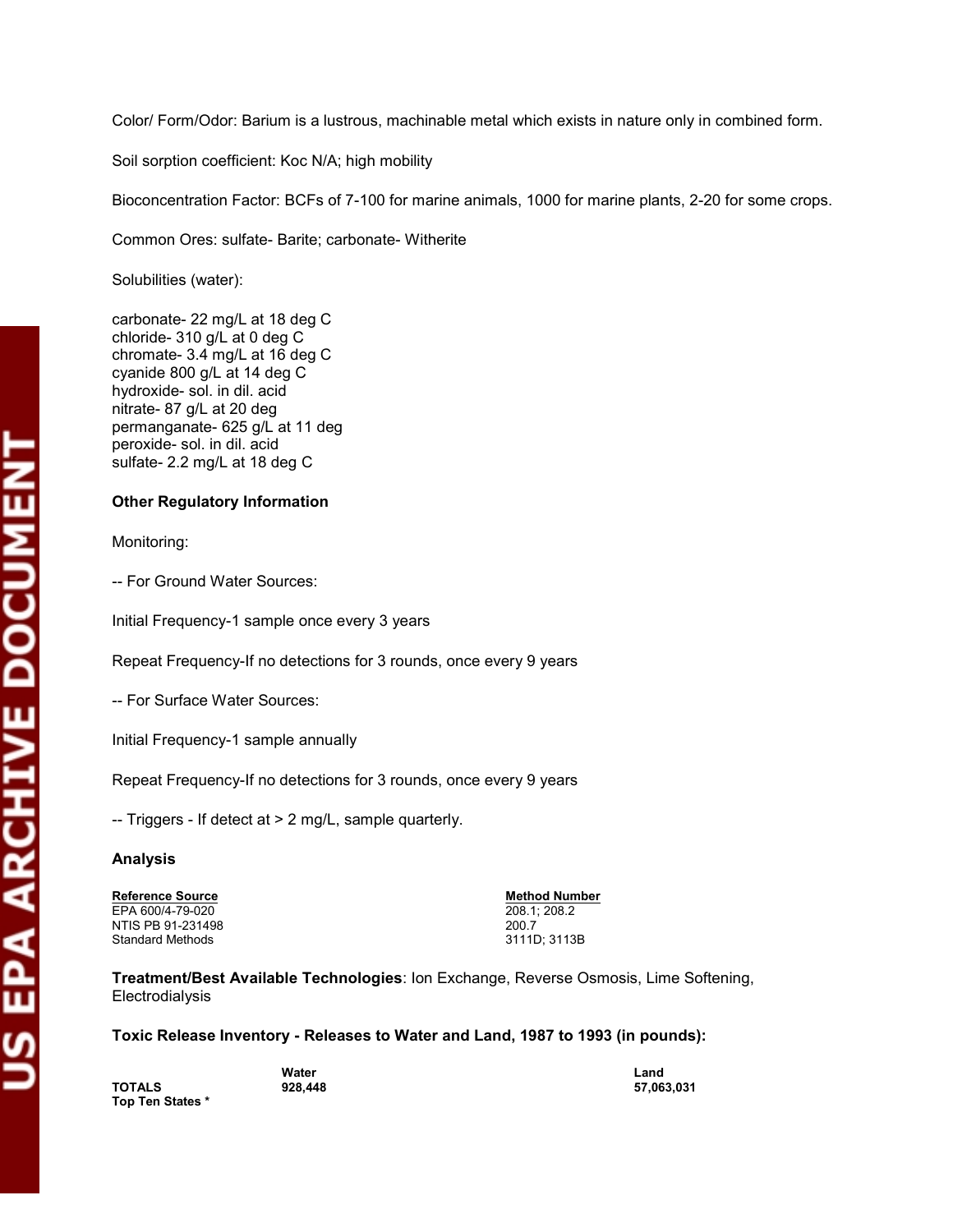Color/ Form/Odor: Barium is a lustrous, machinable metal which exists in nature only in combined form.

Soil sorption coefficient: Koc N/A; high mobility

Bioconcentration Factor: BCFs of 7-100 for marine animals, 1000 for marine plants, 2-20 for some crops.

Common Ores: sulfate- Barite; carbonate- Witherite

Solubilities (water):

carbonate- 22 mg/L at 18 deg C
chloride- 310 g/L at 0 deg C
chromate- 3.4 mg/L at 16 deg C
cyanide 800 g/L at 14 deg C
hydroxide- sol. in dil. acid
nitrate- 87 g/L at 20 deg
permanganate- 625 g/L at 11 deg
peroxide- sol. in dil. acid
sulfate- 2.2 mg/L at 18 deg C

### Other Regulatory Information

Monitoring:

-- For Ground Water Sources:

Initial Frequency-1 sample once every 3 years

Repeat Frequency-If no detections for 3 rounds, once every 9 years

-- For Surface Water Sources:

Initial Frequency-1 sample annually

Repeat Frequency-If no detections for 3 rounds, once every 9 years

-- Triggers - If detect at > 2 mg/L, sample quarterly.

### Analysis

| Reference Source | Method Number |
| --- | --- |
| EPA 600/4-79-020 | 208.1; 208.2 |
| NTIS PB 91-231498 | 200.7 |
| Standard Methods | 3111D; 3113B |

**Treatment/Best Available Technologies**: Ion Exchange, Reverse Osmosis, Lime Softening, Electrodialysis

### Toxic Release Inventory - Releases to Water and Land, 1987 to 1993 (in pounds):

| | Water | Land |
| --- | --- | --- |
| **TOTALS** | **928,448** | **57,063,031** |
| **Top Ten States *** | | |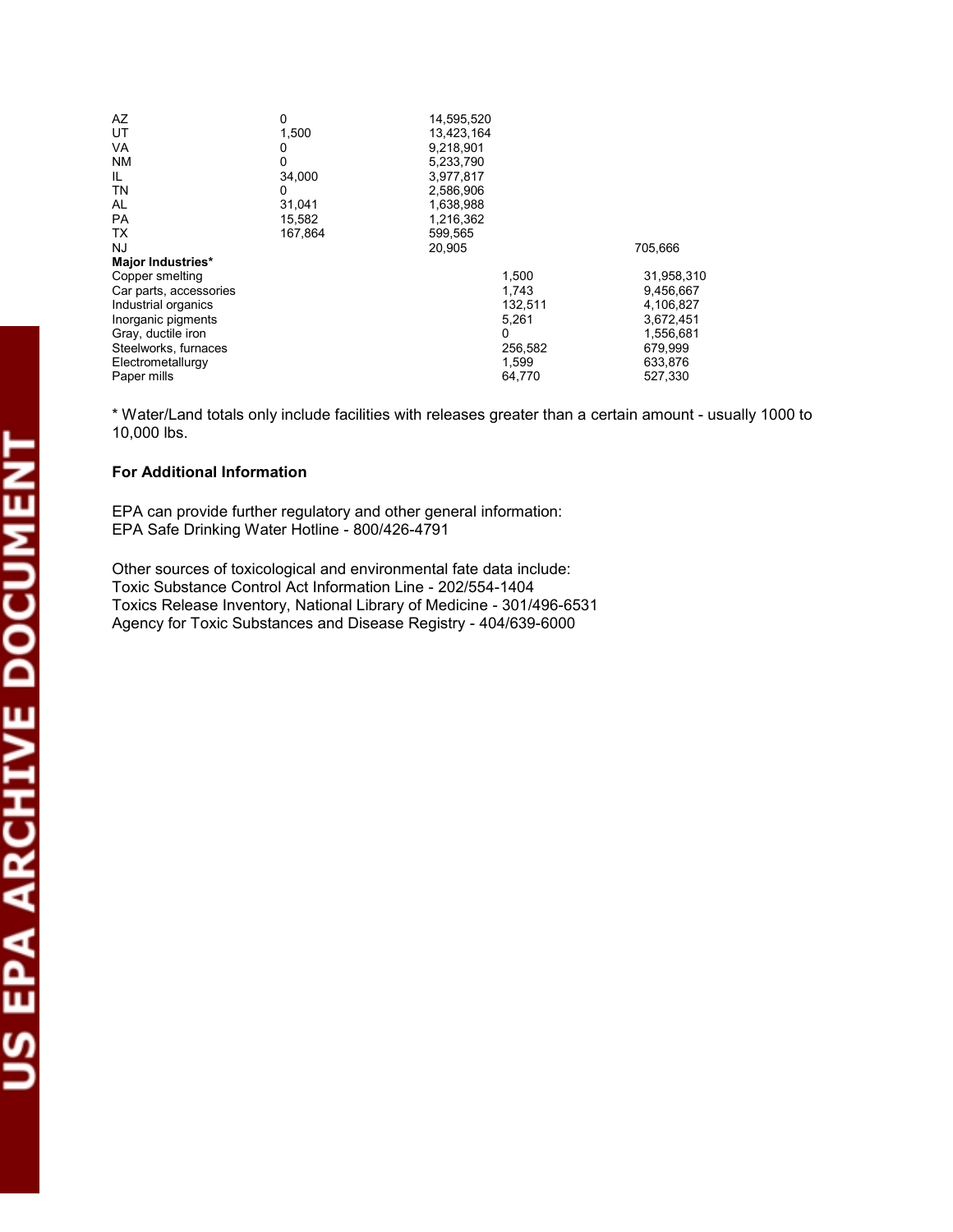| | | | | |
|---|---|---|---|---|
| AZ | 0 | 14,595,520 | | |
| UT | 1,500 | 13,423,164 | | |
| VA | 0 | 9,218,901 | | |
| NM | 0 | 5,233,790 | | |
| IL | 34,000 | 3,977,817 | | |
| TN | 0 | 2,586,906 | | |
| AL | 31,041 | 1,638,988 | | |
| PA | 15,582 | 1,216,362 | | |
| TX | 167,864 | 599,565 | | |
| NJ | | 20,905 | | 705,666 |
| **Major Industries*** | | | | |
| Copper smelting | | | 1,500 | 31,958,310 |
| Car parts, accessories | | | 1,743 | 9,456,667 |
| Industrial organics | | | 132,511 | 4,106,827 |
| Inorganic pigments | | | 5,261 | 3,672,451 |
| Gray, ductile iron | | | 0 | 1,556,681 |
| Steelworks, furnaces | | | 256,582 | 679,999 |
| Electrometallurgy | | | 1,599 | 633,876 |
| Paper mills | | | 64,770 | 527,330 |

* Water/Land totals only include facilities with releases greater than a certain amount - usually 1000 to 10,000 lbs.

**For Additional Information**

EPA can provide further regulatory and other general information:
EPA Safe Drinking Water Hotline - 800/426-4791

Other sources of toxicological and environmental fate data include:
Toxic Substance Control Act Information Line - 202/554-1404
Toxics Release Inventory, National Library of Medicine - 301/496-6531
Agency for Toxic Substances and Disease Registry - 404/639-6000